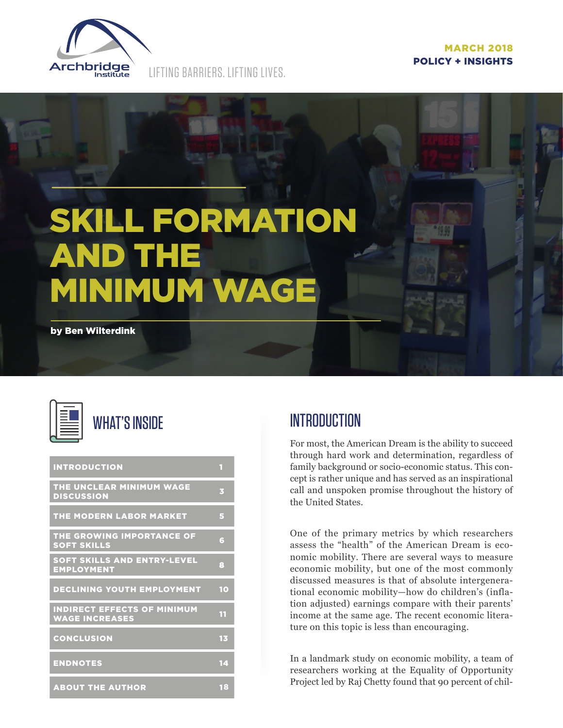Archbridge Institute

LIFTING BARRIERS. LIFTING LIVES.

MARCH 2018

POLICY + INSIGHTS

# SKILL FORMATION AND THE MINIMUM WAGE

**by Ben Wilterdink**

## WHAT'S INSIDE

| | |
|---|---|
| INTRODUCTION | 1 |
| THE UNCLEAR MINIMUM WAGE DISCUSSION | 3 |
| THE MODERN LABOR MARKET | 5 |
| THE GROWING IMPORTANCE OF SOFT SKILLS | 6 |
| SOFT SKILLS AND ENTRY-LEVEL EMPLOYMENT | 8 |
| DECLINING YOUTH EMPLOYMENT | 10 |
| INDIRECT EFFECTS OF MINIMUM WAGE INCREASES | 11 |
| CONCLUSION | 13 |
| ENDNOTES | 14 |
| ABOUT THE AUTHOR | 18 |

## INTRODUCTION

For most, the American Dream is the ability to succeed through hard work and determination, regardless of family background or socio-economic status. This concept is rather unique and has served as an inspirational call and unspoken promise throughout the history of the United States.

One of the primary metrics by which researchers assess the "health" of the American Dream is economic mobility. There are several ways to measure economic mobility, but one of the most commonly discussed measures is that of absolute intergenerational economic mobility—how do children's (inflation adjusted) earnings compare with their parents' income at the same age. The recent economic literature on this topic is less than encouraging.

In a landmark study on economic mobility, a team of researchers working at the Equality of Opportunity Project led by Raj Chetty found that 90 percent of chil-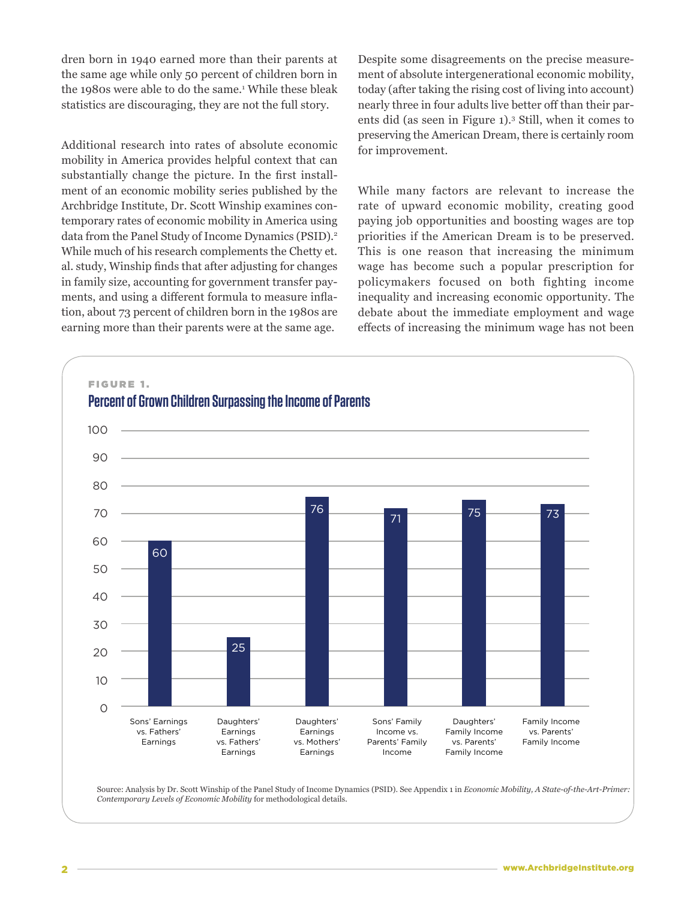dren born in 1940 earned more than their parents at the same age while only 50 percent of children born in the 1980s were able to do the same.[1] While these bleak statistics are discouraging, they are not the full story.

Additional research into rates of absolute economic mobility in America provides helpful context that can substantially change the picture. In the first installment of an economic mobility series published by the Archbridge Institute, Dr. Scott Winship examines contemporary rates of economic mobility in America using data from the Panel Study of Income Dynamics (PSID).[2] While much of his research complements the Chetty et. al. study, Winship finds that after adjusting for changes in family size, accounting for government transfer payments, and using a different formula to measure inflation, about 73 percent of children born in the 1980s are earning more than their parents were at the same age.

Despite some disagreements on the precise measurement of absolute intergenerational economic mobility, today (after taking the rising cost of living into account) nearly three in four adults live better off than their parents did (as seen in Figure 1).[3] Still, when it comes to preserving the American Dream, there is certainly room for improvement.

While many factors are relevant to increase the rate of upward economic mobility, creating good paying job opportunities and boosting wages are top priorities if the American Dream is to be preserved. This is one reason that increasing the minimum wage has become such a popular prescription for policymakers focused on both fighting income inequality and increasing economic opportunity. The debate about the immediate employment and wage effects of increasing the minimum wage has not been

**FIGURE 1.**

## Percent of Grown Children Surpassing the Income of Parents

| Category | Percent |
|---|---|
| Sons' Earnings vs. Fathers' Earnings | 60 |
| Daughters' Earnings vs. Fathers' Earnings | 25 |
| Daughters' Earnings vs. Mothers' Earnings | 76 |
| Sons' Family Income vs. Parents' Family Income | 71 |
| Daughters' Family Income vs. Parents' Family Income | 75 |
| Family Income vs. Parents' Family Income | 73 |

Source: Analysis by Dr. Scott Winship of the Panel Study of Income Dynamics (PSID). See Appendix 1 in *Economic Mobility, A State-of-the-Art-Primer: Contemporary Levels of Economic Mobility* for methodological details.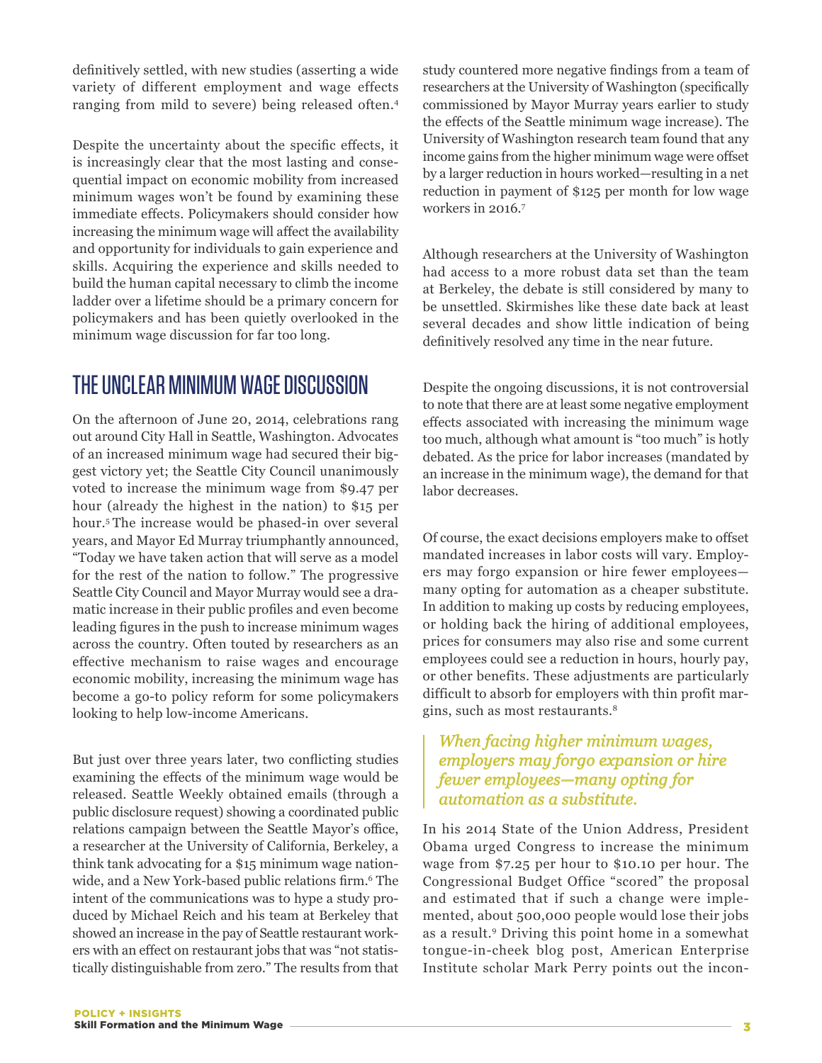definitively settled, with new studies (asserting a wide variety of different employment and wage effects ranging from mild to severe) being released often.[4]

Despite the uncertainty about the specific effects, it is increasingly clear that the most lasting and consequential impact on economic mobility from increased minimum wages won't be found by examining these immediate effects. Policymakers should consider how increasing the minimum wage will affect the availability and opportunity for individuals to gain experience and skills. Acquiring the experience and skills needed to build the human capital necessary to climb the income ladder over a lifetime should be a primary concern for policymakers and has been quietly overlooked in the minimum wage discussion for far too long.

## THE UNCLEAR MINIMUM WAGE DISCUSSION

On the afternoon of June 20, 2014, celebrations rang out around City Hall in Seattle, Washington. Advocates of an increased minimum wage had secured their biggest victory yet; the Seattle City Council unanimously voted to increase the minimum wage from $9.47 per hour (already the highest in the nation) to $15 per hour.[5] The increase would be phased-in over several years, and Mayor Ed Murray triumphantly announced, "Today we have taken action that will serve as a model for the rest of the nation to follow." The progressive Seattle City Council and Mayor Murray would see a dramatic increase in their public profiles and even become leading figures in the push to increase minimum wages across the country. Often touted by researchers as an effective mechanism to raise wages and encourage economic mobility, increasing the minimum wage has become a go-to policy reform for some policymakers looking to help low-income Americans.

But just over three years later, two conflicting studies examining the effects of the minimum wage would be released. Seattle Weekly obtained emails (through a public disclosure request) showing a coordinated public relations campaign between the Seattle Mayor's office, a researcher at the University of California, Berkeley, a think tank advocating for a $15 minimum wage nationwide, and a New York-based public relations firm.[6] The intent of the communications was to hype a study produced by Michael Reich and his team at Berkeley that showed an increase in the pay of Seattle restaurant workers with an effect on restaurant jobs that was "not statistically distinguishable from zero." The results from that study countered more negative findings from a team of researchers at the University of Washington (specifically commissioned by Mayor Murray years earlier to study the effects of the Seattle minimum wage increase). The University of Washington research team found that any income gains from the higher minimum wage were offset by a larger reduction in hours worked—resulting in a net reduction in payment of $125 per month for low wage workers in 2016.[7]

Although researchers at the University of Washington had access to a more robust data set than the team at Berkeley, the debate is still considered by many to be unsettled. Skirmishes like these date back at least several decades and show little indication of being definitively resolved any time in the near future.

Despite the ongoing discussions, it is not controversial to note that there are at least some negative employment effects associated with increasing the minimum wage too much, although what amount is "too much" is hotly debated. As the price for labor increases (mandated by an increase in the minimum wage), the demand for that labor decreases.

Of course, the exact decisions employers make to offset mandated increases in labor costs will vary. Employers may forgo expansion or hire fewer employees—many opting for automation as a cheaper substitute. In addition to making up costs by reducing employees, or holding back the hiring of additional employees, prices for consumers may also rise and some current employees could see a reduction in hours, hourly pay, or other benefits. These adjustments are particularly difficult to absorb for employers with thin profit margins, such as most restaurants.[8]

> *When facing higher minimum wages, employers may forgo expansion or hire fewer employees—many opting for automation as a substitute.*

In his 2014 State of the Union Address, President Obama urged Congress to increase the minimum wage from $7.25 per hour to $10.10 per hour. The Congressional Budget Office "scored" the proposal and estimated that if such a change were implemented, about 500,000 people would lose their jobs as a result.[9] Driving this point home in a somewhat tongue-in-cheek blog post, American Enterprise Institute scholar Mark Perry points out the incon-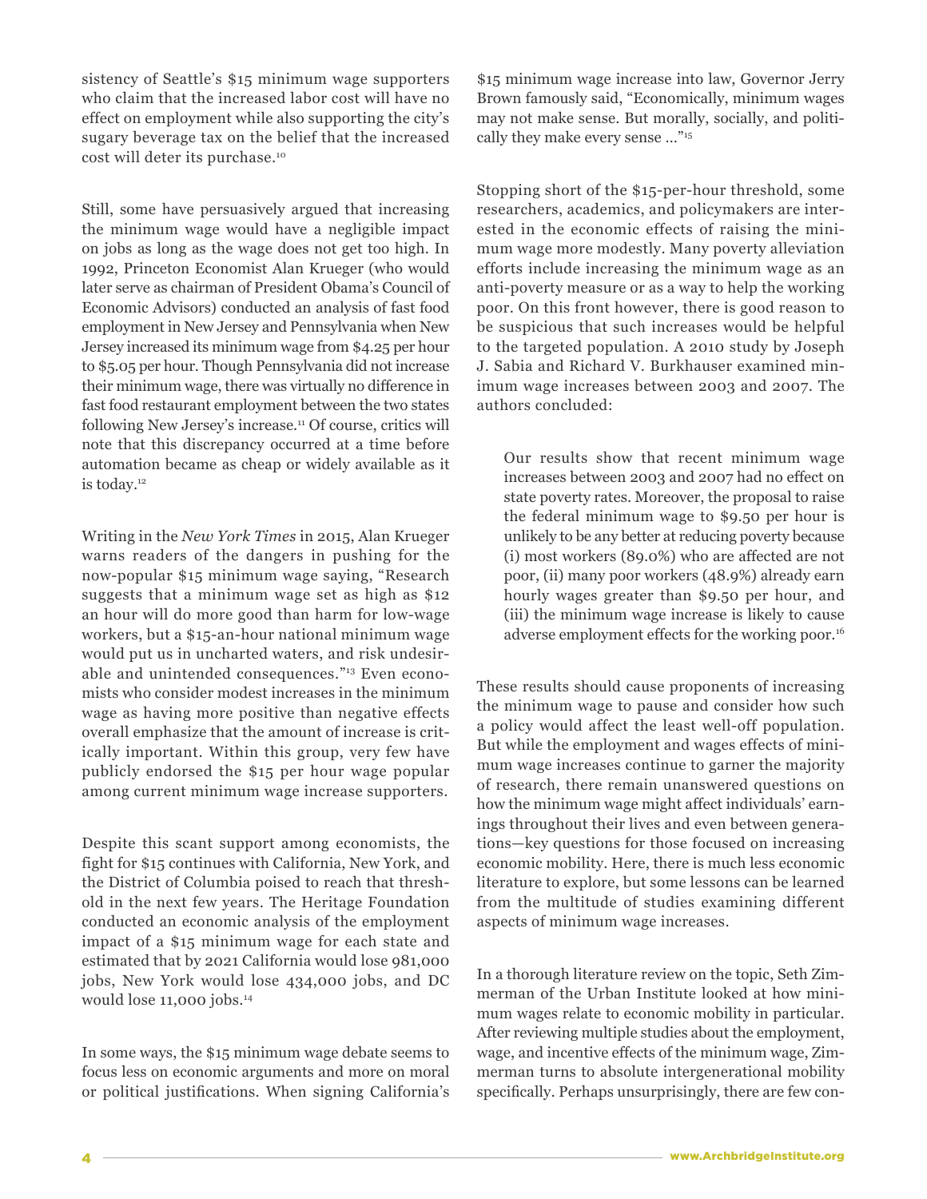sistency of Seattle's $15 minimum wage supporters who claim that the increased labor cost will have no effect on employment while also supporting the city's sugary beverage tax on the belief that the increased cost will deter its purchase.[10]

Still, some have persuasively argued that increasing the minimum wage would have a negligible impact on jobs as long as the wage does not get too high. In 1992, Princeton Economist Alan Krueger (who would later serve as chairman of President Obama's Council of Economic Advisors) conducted an analysis of fast food employment in New Jersey and Pennsylvania when New Jersey increased its minimum wage from $4.25 per hour to $5.05 per hour. Though Pennsylvania did not increase their minimum wage, there was virtually no difference in fast food restaurant employment between the two states following New Jersey's increase.[11] Of course, critics will note that this discrepancy occurred at a time before automation became as cheap or widely available as it is today.[12]

Writing in the *New York Times* in 2015, Alan Krueger warns readers of the dangers in pushing for the now-popular $15 minimum wage saying, "Research suggests that a minimum wage set as high as $12 an hour will do more good than harm for low-wage workers, but a $15-an-hour national minimum wage would put us in uncharted waters, and risk undesirable and unintended consequences."[13] Even economists who consider modest increases in the minimum wage as having more positive than negative effects overall emphasize that the amount of increase is critically important. Within this group, very few have publicly endorsed the $15 per hour wage popular among current minimum wage increase supporters.

Despite this scant support among economists, the fight for $15 continues with California, New York, and the District of Columbia poised to reach that threshold in the next few years. The Heritage Foundation conducted an economic analysis of the employment impact of a $15 minimum wage for each state and estimated that by 2021 California would lose 981,000 jobs, New York would lose 434,000 jobs, and DC would lose 11,000 jobs.[14]

In some ways, the $15 minimum wage debate seems to focus less on economic arguments and more on moral or political justifications. When signing California's $15 minimum wage increase into law, Governor Jerry Brown famously said, "Economically, minimum wages may not make sense. But morally, socially, and politically they make every sense ..."[15]

Stopping short of the $15-per-hour threshold, some researchers, academics, and policymakers are interested in the economic effects of raising the minimum wage more modestly. Many poverty alleviation efforts include increasing the minimum wage as an anti-poverty measure or as a way to help the working poor. On this front however, there is good reason to be suspicious that such increases would be helpful to the targeted population. A 2010 study by Joseph J. Sabia and Richard V. Burkhauser examined minimum wage increases between 2003 and 2007. The authors concluded:

> Our results show that recent minimum wage increases between 2003 and 2007 had no effect on state poverty rates. Moreover, the proposal to raise the federal minimum wage to $9.50 per hour is unlikely to be any better at reducing poverty because (i) most workers (89.0%) who are affected are not poor, (ii) many poor workers (48.9%) already earn hourly wages greater than $9.50 per hour, and (iii) the minimum wage increase is likely to cause adverse employment effects for the working poor.[16]

These results should cause proponents of increasing the minimum wage to pause and consider how such a policy would affect the least well-off population. But while the employment and wages effects of minimum wage increases continue to garner the majority of research, there remain unanswered questions on how the minimum wage might affect individuals' earnings throughout their lives and even between generations—key questions for those focused on increasing economic mobility. Here, there is much less economic literature to explore, but some lessons can be learned from the multitude of studies examining different aspects of minimum wage increases.

In a thorough literature review on the topic, Seth Zimmerman of the Urban Institute looked at how minimum wages relate to economic mobility in particular. After reviewing multiple studies about the employment, wage, and incentive effects of the minimum wage, Zimmerman turns to absolute intergenerational mobility specifically. Perhaps unsurprisingly, there are few con-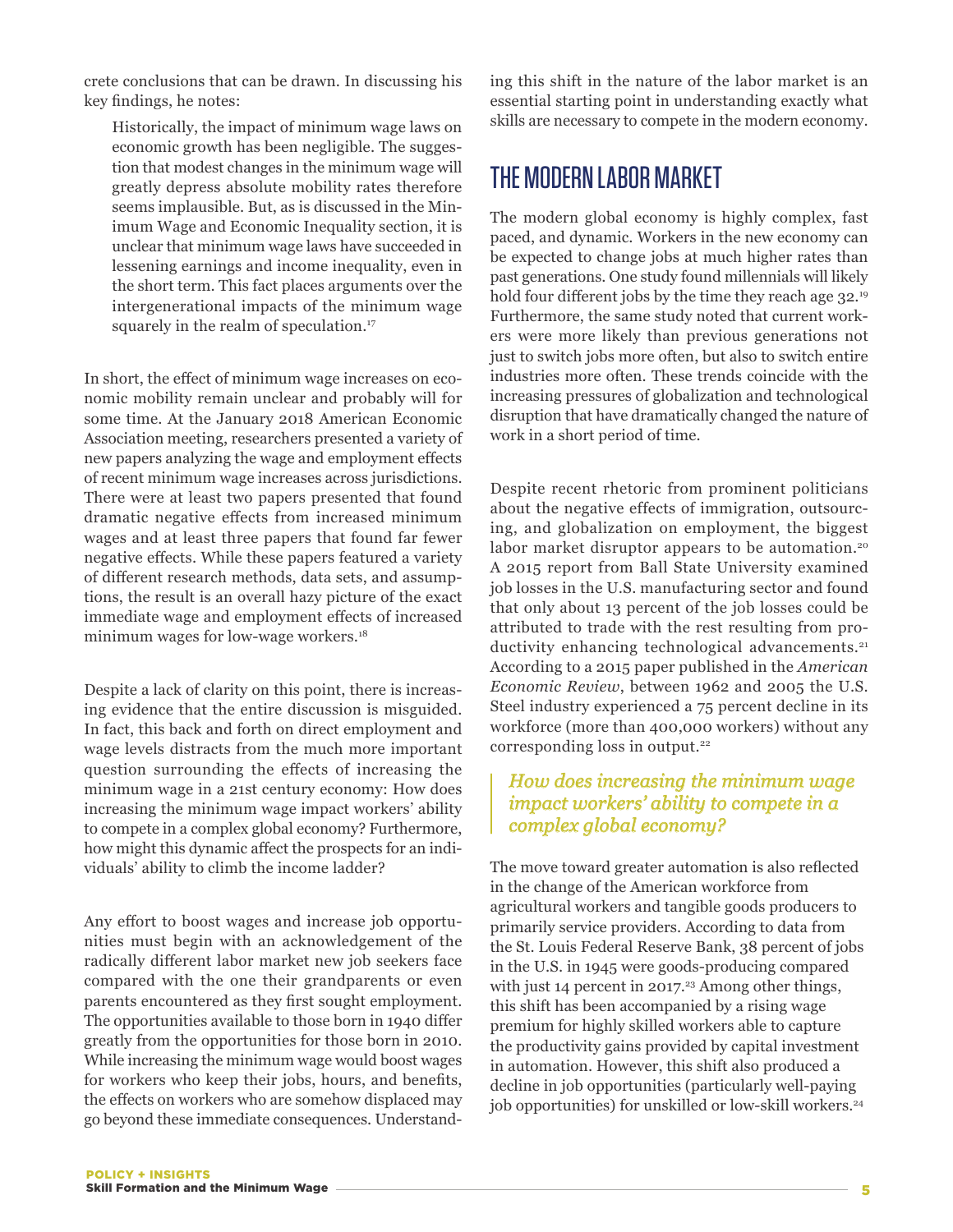crete conclusions that can be drawn. In discussing his key findings, he notes:

> Historically, the impact of minimum wage laws on economic growth has been negligible. The suggestion that modest changes in the minimum wage will greatly depress absolute mobility rates therefore seems implausible. But, as is discussed in the Minimum Wage and Economic Inequality section, it is unclear that minimum wage laws have succeeded in lessening earnings and income inequality, even in the short term. This fact places arguments over the intergenerational impacts of the minimum wage squarely in the realm of speculation.[17]

In short, the effect of minimum wage increases on economic mobility remain unclear and probably will for some time. At the January 2018 American Economic Association meeting, researchers presented a variety of new papers analyzing the wage and employment effects of recent minimum wage increases across jurisdictions. There were at least two papers presented that found dramatic negative effects from increased minimum wages and at least three papers that found far fewer negative effects. While these papers featured a variety of different research methods, data sets, and assumptions, the result is an overall hazy picture of the exact immediate wage and employment effects of increased minimum wages for low-wage workers.[18]

Despite a lack of clarity on this point, there is increasing evidence that the entire discussion is misguided. In fact, this back and forth on direct employment and wage levels distracts from the much more important question surrounding the effects of increasing the minimum wage in a 21st century economy: How does increasing the minimum wage impact workers' ability to compete in a complex global economy? Furthermore, how might this dynamic affect the prospects for an individuals' ability to climb the income ladder?

Any effort to boost wages and increase job opportunities must begin with an acknowledgement of the radically different labor market new job seekers face compared with the one their grandparents or even parents encountered as they first sought employment. The opportunities available to those born in 1940 differ greatly from the opportunities for those born in 2010. While increasing the minimum wage would boost wages for workers who keep their jobs, hours, and benefits, the effects on workers who are somehow displaced may go beyond these immediate consequences. Understanding this shift in the nature of the labor market is an essential starting point in understanding exactly what skills are necessary to compete in the modern economy.

## THE MODERN LABOR MARKET

The modern global economy is highly complex, fast paced, and dynamic. Workers in the new economy can be expected to change jobs at much higher rates than past generations. One study found millennials will likely hold four different jobs by the time they reach age 32.[19] Furthermore, the same study noted that current workers were more likely than previous generations not just to switch jobs more often, but also to switch entire industries more often. These trends coincide with the increasing pressures of globalization and technological disruption that have dramatically changed the nature of work in a short period of time.

Despite recent rhetoric from prominent politicians about the negative effects of immigration, outsourcing, and globalization on employment, the biggest labor market disruptor appears to be automation.[20] A 2015 report from Ball State University examined job losses in the U.S. manufacturing sector and found that only about 13 percent of the job losses could be attributed to trade with the rest resulting from productivity enhancing technological advancements.[21] According to a 2015 paper published in the *American Economic Review*, between 1962 and 2005 the U.S. Steel industry experienced a 75 percent decline in its workforce (more than 400,000 workers) without any corresponding loss in output.[22]

> *How does increasing the minimum wage impact workers' ability to compete in a complex global economy?*

The move toward greater automation is also reflected in the change of the American workforce from agricultural workers and tangible goods producers to primarily service providers. According to data from the St. Louis Federal Reserve Bank, 38 percent of jobs in the U.S. in 1945 were goods-producing compared with just 14 percent in 2017.[23] Among other things, this shift has been accompanied by a rising wage premium for highly skilled workers able to capture the productivity gains provided by capital investment in automation. However, this shift also produced a decline in job opportunities (particularly well-paying job opportunities) for unskilled or low-skill workers.[24]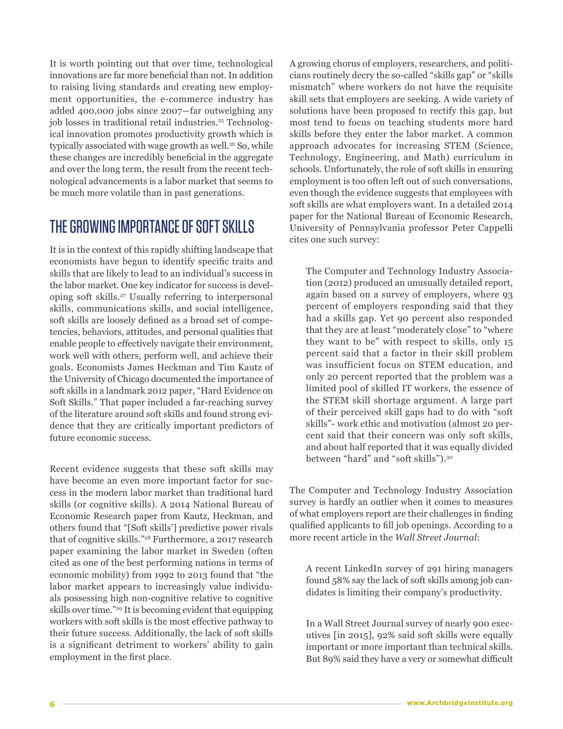It is worth pointing out that over time, technological innovations are far more beneficial than not. In addition to raising living standards and creating new employment opportunities, the e-commerce industry has added 400,000 jobs since 2007—far outweighing any job losses in traditional retail industries.[25] Technological innovation promotes productivity growth which is typically associated with wage growth as well.[26] So, while these changes are incredibly beneficial in the aggregate and over the long term, the result from the recent technological advancements is a labor market that seems to be much more volatile than in past generations.

## THE GROWING IMPORTANCE OF SOFT SKILLS

It is in the context of this rapidly shifting landscape that economists have begun to identify specific traits and skills that are likely to lead to an individual's success in the labor market. One key indicator for success is developing soft skills.[27] Usually referring to interpersonal skills, communications skills, and social intelligence, soft skills are loosely defined as a broad set of competencies, behaviors, attitudes, and personal qualities that enable people to effectively navigate their environment, work well with others, perform well, and achieve their goals. Economists James Heckman and Tim Kautz of the University of Chicago documented the importance of soft skills in a landmark 2012 paper, "Hard Evidence on Soft Skills." That paper included a far-reaching survey of the literature around soft skills and found strong evidence that they are critically important predictors of future economic success.

Recent evidence suggests that these soft skills may have become an even more important factor for success in the modern labor market than traditional hard skills (or cognitive skills). A 2014 National Bureau of Economic Research paper from Kautz, Heckman, and others found that "[Soft skills'] predictive power rivals that of cognitive skills."[28] Furthermore, a 2017 research paper examining the labor market in Sweden (often cited as one of the best performing nations in terms of economic mobility) from 1992 to 2013 found that "the labor market appears to increasingly value individuals possessing high non-cognitive relative to cognitive skills over time."[29] It is becoming evident that equipping workers with soft skills is the most effective pathway to their future success. Additionally, the lack of soft skills is a significant detriment to workers' ability to gain employment in the first place.

A growing chorus of employers, researchers, and politicians routinely decry the so-called "skills gap" or "skills mismatch" where workers do not have the requisite skill sets that employers are seeking. A wide variety of solutions have been proposed to rectify this gap, but most tend to focus on teaching students more hard skills before they enter the labor market. A common approach advocates for increasing STEM (Science, Technology, Engineering, and Math) curriculum in schools. Unfortunately, the role of soft skills in ensuring employment is too often left out of such conversations, even though the evidence suggests that employees with soft skills are what employers want. In a detailed 2014 paper for the National Bureau of Economic Research, University of Pennsylvania professor Peter Cappelli cites one such survey:

> The Computer and Technology Industry Association (2012) produced an unusually detailed report, again based on a survey of employers, where 93 percent of employers responding said that they had a skills gap. Yet 90 percent also responded that they are at least "moderately close" to "where they want to be" with respect to skills, only 15 percent said that a factor in their skill problem was insufficient focus on STEM education, and only 20 percent reported that the problem was a limited pool of skilled IT workers, the essence of the STEM skill shortage argument. A large part of their perceived skill gaps had to do with "soft skills"- work ethic and motivation (almost 20 percent said that their concern was only soft skills, and about half reported that it was equally divided between "hard" and "soft skills").[30]

The Computer and Technology Industry Association survey is hardly an outlier when it comes to measures of what employers report are their challenges in finding qualified applicants to fill job openings. According to a more recent article in the *Wall Street Journal*:

> A recent LinkedIn survey of 291 hiring managers found 58% say the lack of soft skills among job candidates is limiting their company's productivity.
>
> In a Wall Street Journal survey of nearly 900 executives [in 2015], 92% said soft skills were equally important or more important than technical skills. But 89% said they have a very or somewhat difficult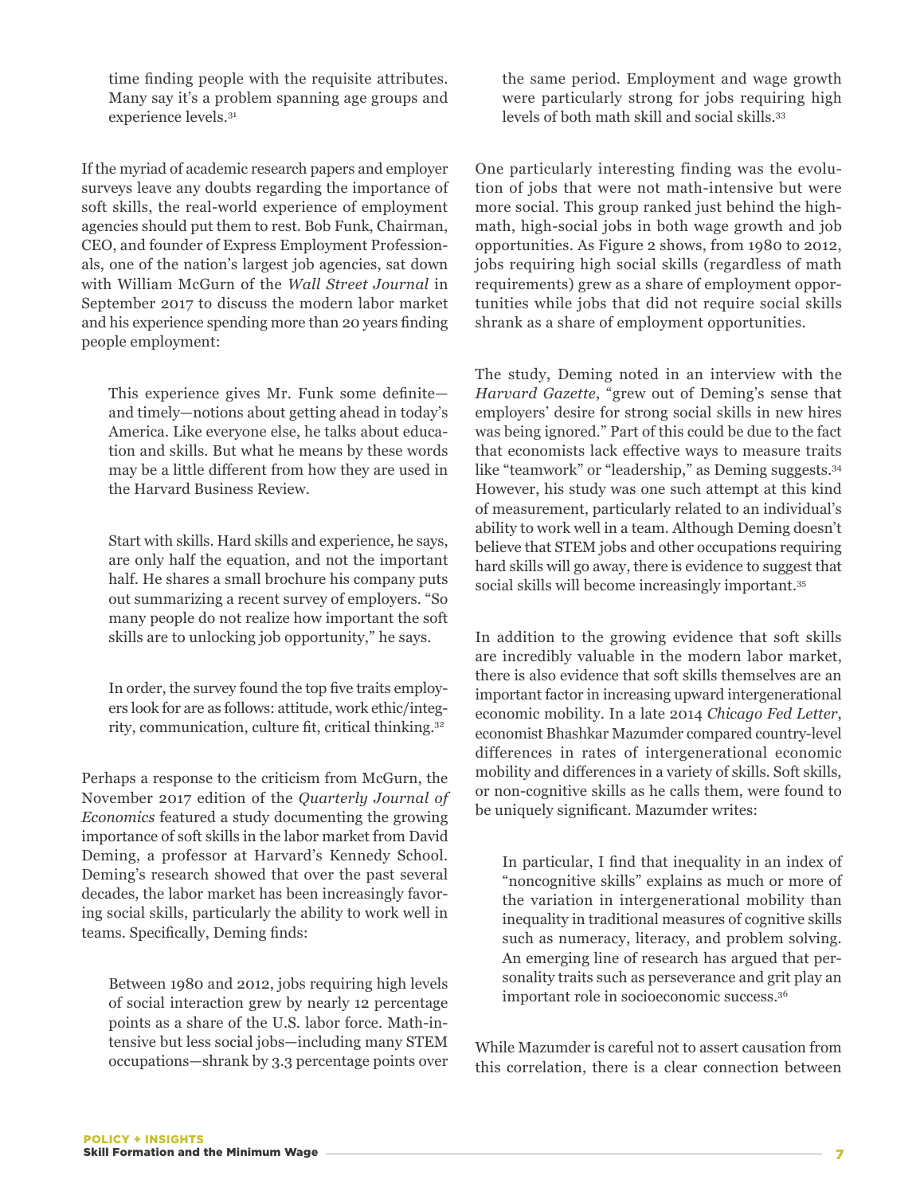> time finding people with the requisite attributes. Many say it's a problem spanning age groups and experience levels.[31]

If the myriad of academic research papers and employer surveys leave any doubts regarding the importance of soft skills, the real-world experience of employment agencies should put them to rest. Bob Funk, Chairman, CEO, and founder of Express Employment Professionals, one of the nation's largest job agencies, sat down with William McGurn of the *Wall Street Journal* in September 2017 to discuss the modern labor market and his experience spending more than 20 years finding people employment:

> This experience gives Mr. Funk some definite—and timely—notions about getting ahead in today's America. Like everyone else, he talks about education and skills. But what he means by these words may be a little different from how they are used in the Harvard Business Review.
>
> Start with skills. Hard skills and experience, he says, are only half the equation, and not the important half. He shares a small brochure his company puts out summarizing a recent survey of employers. "So many people do not realize how important the soft skills are to unlocking job opportunity," he says.
>
> In order, the survey found the top five traits employers look for are as follows: attitude, work ethic/integrity, communication, culture fit, critical thinking.[32]

Perhaps a response to the criticism from McGurn, the November 2017 edition of the *Quarterly Journal of Economics* featured a study documenting the growing importance of soft skills in the labor market from David Deming, a professor at Harvard's Kennedy School. Deming's research showed that over the past several decades, the labor market has been increasingly favoring social skills, particularly the ability to work well in teams. Specifically, Deming finds:

> Between 1980 and 2012, jobs requiring high levels of social interaction grew by nearly 12 percentage points as a share of the U.S. labor force. Math-intensive but less social jobs—including many STEM occupations—shrank by 3.3 percentage points over the same period. Employment and wage growth were particularly strong for jobs requiring high levels of both math skill and social skills.[33]

One particularly interesting finding was the evolution of jobs that were not math-intensive but were more social. This group ranked just behind the high-math, high-social jobs in both wage growth and job opportunities. As Figure 2 shows, from 1980 to 2012, jobs requiring high social skills (regardless of math requirements) grew as a share of employment opportunities while jobs that did not require social skills shrank as a share of employment opportunities.

The study, Deming noted in an interview with the *Harvard Gazette*, "grew out of Deming's sense that employers' desire for strong social skills in new hires was being ignored." Part of this could be due to the fact that economists lack effective ways to measure traits like "teamwork" or "leadership," as Deming suggests.[34] However, his study was one such attempt at this kind of measurement, particularly related to an individual's ability to work well in a team. Although Deming doesn't believe that STEM jobs and other occupations requiring hard skills will go away, there is evidence to suggest that social skills will become increasingly important.[35]

In addition to the growing evidence that soft skills are incredibly valuable in the modern labor market, there is also evidence that soft skills themselves are an important factor in increasing upward intergenerational economic mobility. In a late 2014 *Chicago Fed Letter*, economist Bhashkar Mazumder compared country-level differences in rates of intergenerational economic mobility and differences in a variety of skills. Soft skills, or non-cognitive skills as he calls them, were found to be uniquely significant. Mazumder writes:

> In particular, I find that inequality in an index of "noncognitive skills" explains as much or more of the variation in intergenerational mobility than inequality in traditional measures of cognitive skills such as numeracy, literacy, and problem solving. An emerging line of research has argued that personality traits such as perseverance and grit play an important role in socioeconomic success.[36]

While Mazumder is careful not to assert causation from this correlation, there is a clear connection between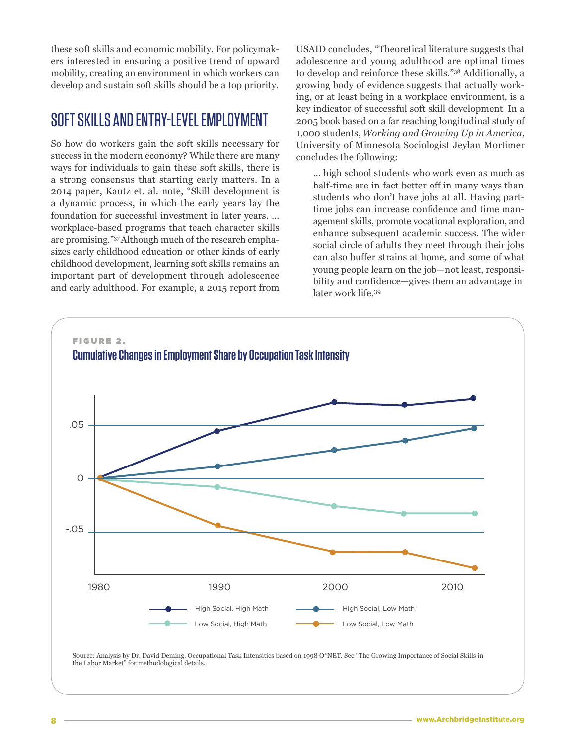these soft skills and economic mobility. For policymakers interested in ensuring a positive trend of upward mobility, creating an environment in which workers can develop and sustain soft skills should be a top priority.

## SOFT SKILLS AND ENTRY-LEVEL EMPLOYMENT

So how do workers gain the soft skills necessary for success in the modern economy? While there are many ways for individuals to gain these soft skills, there is a strong consensus that starting early matters. In a 2014 paper, Kautz et. al. note, "Skill development is a dynamic process, in which the early years lay the foundation for successful investment in later years. ... workplace-based programs that teach character skills are promising."[37] Although much of the research emphasizes early childhood education or other kinds of early childhood development, learning soft skills remains an important part of development through adolescence and early adulthood. For example, a 2015 report from USAID concludes, "Theoretical literature suggests that adolescence and young adulthood are optimal times to develop and reinforce these skills."[38] Additionally, a growing body of evidence suggests that actually working, or at least being in a workplace environment, is a key indicator of successful soft skill development. In a 2005 book based on a far reaching longitudinal study of 1,000 students, *Working and Growing Up in America*, University of Minnesota Sociologist Jeylan Mortimer concludes the following:

> ... high school students who work even as much as half-time are in fact better off in many ways than students who don't have jobs at all. Having part-time jobs can increase confidence and time management skills, promote vocational exploration, and enhance subsequent academic success. The wider social circle of adults they meet through their jobs can also buffer strains at home, and some of what young people learn on the job—not least, responsibility and confidence—gives them an advantage in later work life.[39]

**FIGURE 2.**

**Cumulative Changes in Employment Share by Occupation Task Intensity**

Source: Analysis by Dr. David Deming. Occupational Task Intensities based on 1998 O*NET. See "The Growing Importance of Social Skills in the Labor Market" for methodological details.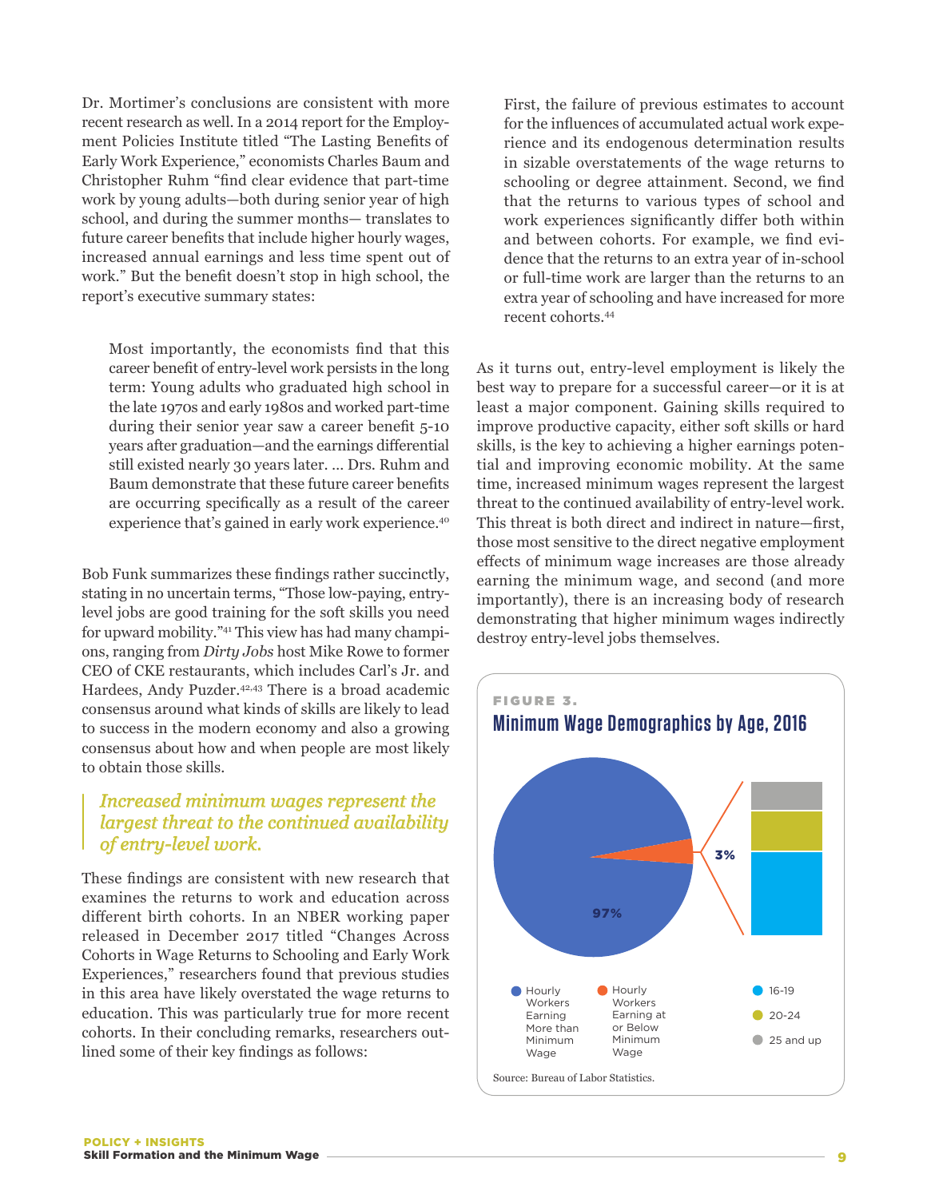Dr. Mortimer's conclusions are consistent with more recent research as well. In a 2014 report for the Employment Policies Institute titled "The Lasting Benefits of Early Work Experience," economists Charles Baum and Christopher Ruhm "find clear evidence that part-time work by young adults—both during senior year of high school, and during the summer months— translates to future career benefits that include higher hourly wages, increased annual earnings and less time spent out of work." But the benefit doesn't stop in high school, the report's executive summary states:

> Most importantly, the economists find that this career benefit of entry-level work persists in the long term: Young adults who graduated high school in the late 1970s and early 1980s and worked part-time during their senior year saw a career benefit 5-10 years after graduation—and the earnings differential still existed nearly 30 years later. ... Drs. Ruhm and Baum demonstrate that these future career benefits are occurring specifically as a result of the career experience that's gained in early work experience.[40]

Bob Funk summarizes these findings rather succinctly, stating in no uncertain terms, "Those low-paying, entry-level jobs are good training for the soft skills you need for upward mobility."[41] This view has had many champions, ranging from *Dirty Jobs* host Mike Rowe to former CEO of CKE restaurants, which includes Carl's Jr. and Hardees, Andy Puzder.[42,43] There is a broad academic consensus around what kinds of skills are likely to lead to success in the modern economy and also a growing consensus about how and when people are most likely to obtain those skills.

> *Increased minimum wages represent the largest threat to the continued availability of entry-level work.*

These findings are consistent with new research that examines the returns to work and education across different birth cohorts. In an NBER working paper released in December 2017 titled "Changes Across Cohorts in Wage Returns to Schooling and Early Work Experiences," researchers found that previous studies in this area have likely overstated the wage returns to education. This was particularly true for more recent cohorts. In their concluding remarks, researchers outlined some of their key findings as follows:

> First, the failure of previous estimates to account for the influences of accumulated actual work experience and its endogenous determination results in sizable overstatements of the wage returns to schooling or degree attainment. Second, we find that the returns to various types of school and work experiences significantly differ both within and between cohorts. For example, we find evidence that the returns to an extra year of in-school or full-time work are larger than the returns to an extra year of schooling and have increased for more recent cohorts.[44]

As it turns out, entry-level employment is likely the best way to prepare for a successful career—or it is at least a major component. Gaining skills required to improve productive capacity, either soft skills or hard skills, is the key to achieving a higher earnings potential and improving economic mobility. At the same time, increased minimum wages represent the largest threat to the continued availability of entry-level work. This threat is both direct and indirect in nature—first, those most sensitive to the direct negative employment effects of minimum wage increases are those already earning the minimum wage, and second (and more importantly), there is an increasing body of research demonstrating that higher minimum wages indirectly destroy entry-level jobs themselves.

**FIGURE 3.**
**Minimum Wage Demographics by Age, 2016**

97% — Hourly Workers Earning More than Minimum Wage
3% — Hourly Workers Earning at or Below Minimum Wage (16-19; 20-24; 25 and up)

Source: Bureau of Labor Statistics.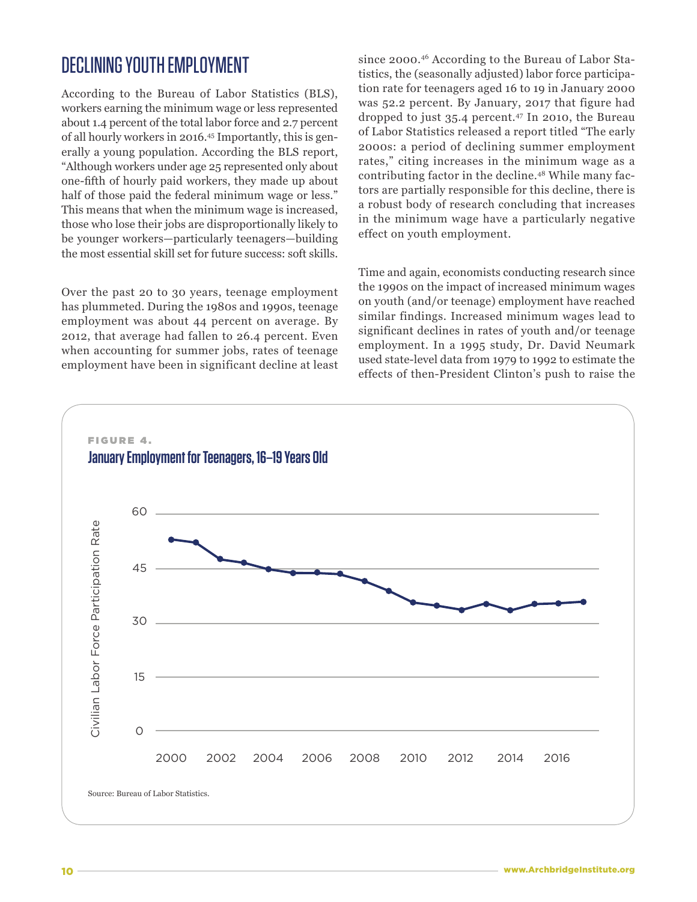## DECLINING YOUTH EMPLOYMENT

According to the Bureau of Labor Statistics (BLS), workers earning the minimum wage or less represented about 1.4 percent of the total labor force and 2.7 percent of all hourly workers in 2016.[45] Importantly, this is generally a young population. According the BLS report, "Although workers under age 25 represented only about one-fifth of hourly paid workers, they made up about half of those paid the federal minimum wage or less." This means that when the minimum wage is increased, those who lose their jobs are disproportionally likely to be younger workers—particularly teenagers—building the most essential skill set for future success: soft skills.

Over the past 20 to 30 years, teenage employment has plummeted. During the 1980s and 1990s, teenage employment was about 44 percent on average. By 2012, that average had fallen to 26.4 percent. Even when accounting for summer jobs, rates of teenage employment have been in significant decline at least since 2000.[46] According to the Bureau of Labor Statistics, the (seasonally adjusted) labor force participation rate for teenagers aged 16 to 19 in January 2000 was 52.2 percent. By January, 2017 that figure had dropped to just 35.4 percent.[47] In 2010, the Bureau of Labor Statistics released a report titled "The early 2000s: a period of declining summer employment rates," citing increases in the minimum wage as a contributing factor in the decline.[48] While many factors are partially responsible for this decline, there is a robust body of research concluding that increases in the minimum wage have a particularly negative effect on youth employment.

Time and again, economists conducting research since the 1990s on the impact of increased minimum wages on youth (and/or teenage) employment have reached similar findings. Increased minimum wages lead to significant declines in rates of youth and/or teenage employment. In a 1995 study, Dr. David Neumark used state-level data from 1979 to 1992 to estimate the effects of then-President Clinton's push to raise the

**FIGURE 4.**
**January Employment for Teenagers, 16–19 Years Old**

Source: Bureau of Labor Statistics.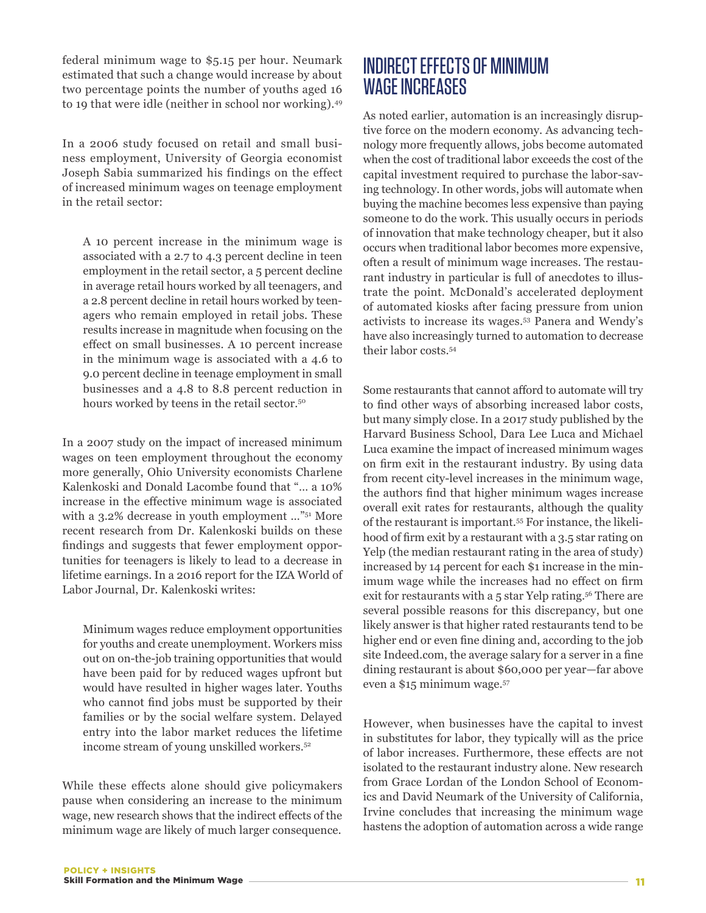federal minimum wage to $5.15 per hour. Neumark estimated that such a change would increase by about two percentage points the number of youths aged 16 to 19 that were idle (neither in school nor working).[49]

In a 2006 study focused on retail and small business employment, University of Georgia economist Joseph Sabia summarized his findings on the effect of increased minimum wages on teenage employment in the retail sector:

> A 10 percent increase in the minimum wage is associated with a 2.7 to 4.3 percent decline in teen employment in the retail sector, a 5 percent decline in average retail hours worked by all teenagers, and a 2.8 percent decline in retail hours worked by teenagers who remain employed in retail jobs. These results increase in magnitude when focusing on the effect on small businesses. A 10 percent increase in the minimum wage is associated with a 4.6 to 9.0 percent decline in teenage employment in small businesses and a 4.8 to 8.8 percent reduction in hours worked by teens in the retail sector.[50]

In a 2007 study on the impact of increased minimum wages on teen employment throughout the economy more generally, Ohio University economists Charlene Kalenkoski and Donald Lacombe found that "… a 10% increase in the effective minimum wage is associated with a 3.2% decrease in youth employment …"[51] More recent research from Dr. Kalenkoski builds on these findings and suggests that fewer employment opportunities for teenagers is likely to lead to a decrease in lifetime earnings. In a 2016 report for the IZA World of Labor Journal, Dr. Kalenkoski writes:

> Minimum wages reduce employment opportunities for youths and create unemployment. Workers miss out on on-the-job training opportunities that would have been paid for by reduced wages upfront but would have resulted in higher wages later. Youths who cannot find jobs must be supported by their families or by the social welfare system. Delayed entry into the labor market reduces the lifetime income stream of young unskilled workers.[52]

While these effects alone should give policymakers pause when considering an increase to the minimum wage, new research shows that the indirect effects of the minimum wage are likely of much larger consequence.

## INDIRECT EFFECTS OF MINIMUM WAGE INCREASES

As noted earlier, automation is an increasingly disruptive force on the modern economy. As advancing technology more frequently allows, jobs become automated when the cost of traditional labor exceeds the cost of the capital investment required to purchase the labor-saving technology. In other words, jobs will automate when buying the machine becomes less expensive than paying someone to do the work. This usually occurs in periods of innovation that make technology cheaper, but it also occurs when traditional labor becomes more expensive, often a result of minimum wage increases. The restaurant industry in particular is full of anecdotes to illustrate the point. McDonald's accelerated deployment of automated kiosks after facing pressure from union activists to increase its wages.[53] Panera and Wendy's have also increasingly turned to automation to decrease their labor costs.[54]

Some restaurants that cannot afford to automate will try to find other ways of absorbing increased labor costs, but many simply close. In a 2017 study published by the Harvard Business School, Dara Lee Luca and Michael Luca examine the impact of increased minimum wages on firm exit in the restaurant industry. By using data from recent city-level increases in the minimum wage, the authors find that higher minimum wages increase overall exit rates for restaurants, although the quality of the restaurant is important.[55] For instance, the likelihood of firm exit by a restaurant with a 3.5 star rating on Yelp (the median restaurant rating in the area of study) increased by 14 percent for each $1 increase in the minimum wage while the increases had no effect on firm exit for restaurants with a 5 star Yelp rating.[56] There are several possible reasons for this discrepancy, but one likely answer is that higher rated restaurants tend to be higher end or even fine dining and, according to the job site Indeed.com, the average salary for a server in a fine dining restaurant is about $60,000 per year—far above even a $15 minimum wage.[57]

However, when businesses have the capital to invest in substitutes for labor, they typically will as the price of labor increases. Furthermore, these effects are not isolated to the restaurant industry alone. New research from Grace Lordan of the London School of Economics and David Neumark of the University of California, Irvine concludes that increasing the minimum wage hastens the adoption of automation across a wide range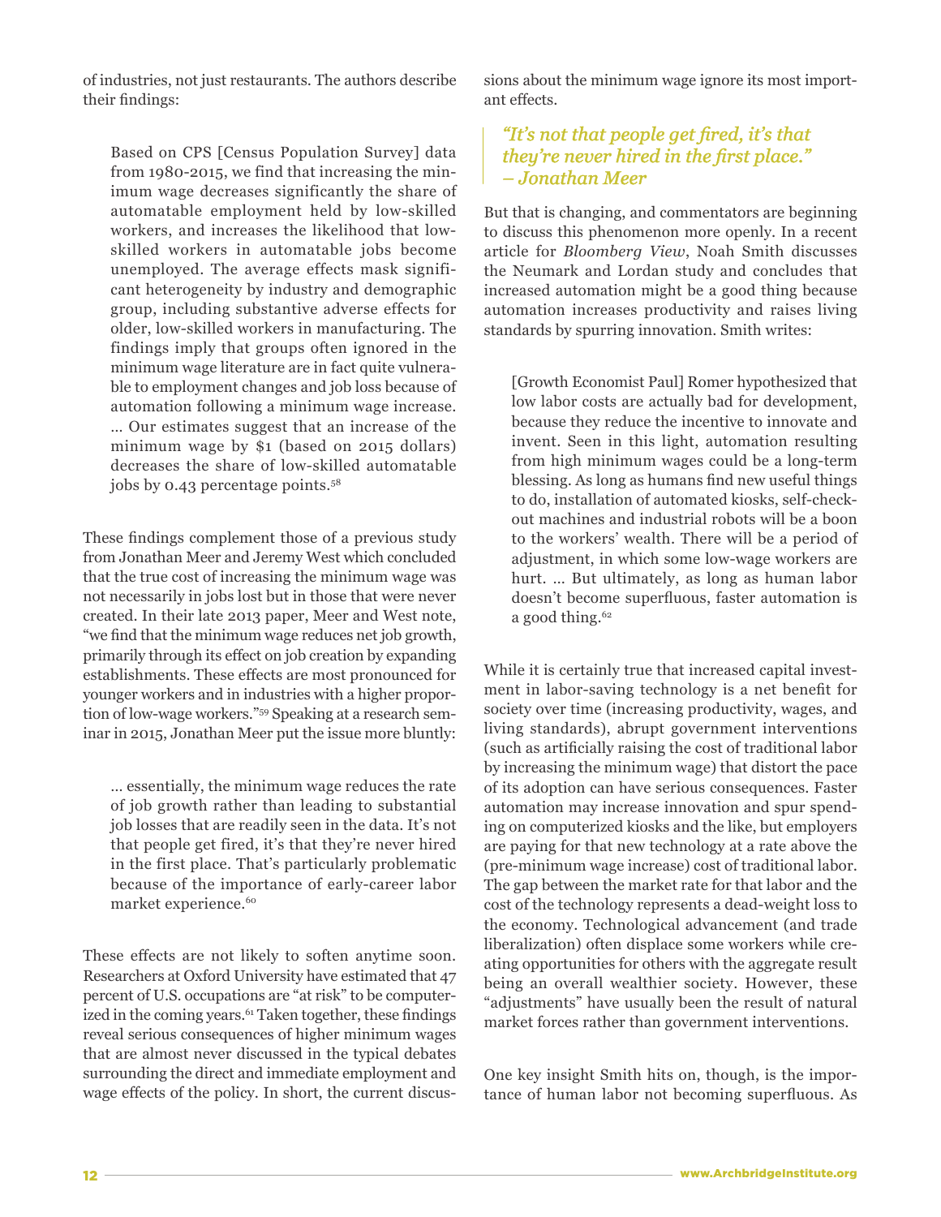of industries, not just restaurants. The authors describe their findings:

> Based on CPS [Census Population Survey] data from 1980-2015, we find that increasing the minimum wage decreases significantly the share of automatable employment held by low-skilled workers, and increases the likelihood that low-skilled workers in automatable jobs become unemployed. The average effects mask significant heterogeneity by industry and demographic group, including substantive adverse effects for older, low-skilled workers in manufacturing. The findings imply that groups often ignored in the minimum wage literature are in fact quite vulnerable to employment changes and job loss because of automation following a minimum wage increase. … Our estimates suggest that an increase of the minimum wage by $1 (based on 2015 dollars) decreases the share of low-skilled automatable jobs by 0.43 percentage points.[58]

These findings complement those of a previous study from Jonathan Meer and Jeremy West which concluded that the true cost of increasing the minimum wage was not necessarily in jobs lost but in those that were never created. In their late 2013 paper, Meer and West note, "we find that the minimum wage reduces net job growth, primarily through its effect on job creation by expanding establishments. These effects are most pronounced for younger workers and in industries with a higher proportion of low-wage workers."[59] Speaking at a research seminar in 2015, Jonathan Meer put the issue more bluntly:

> … essentially, the minimum wage reduces the rate of job growth rather than leading to substantial job losses that are readily seen in the data. It's not that people get fired, it's that they're never hired in the first place. That's particularly problematic because of the importance of early-career labor market experience.[60]

These effects are not likely to soften anytime soon. Researchers at Oxford University have estimated that 47 percent of U.S. occupations are "at risk" to be computerized in the coming years.[61] Taken together, these findings reveal serious consequences of higher minimum wages that are almost never discussed in the typical debates surrounding the direct and immediate employment and wage effects of the policy. In short, the current discussions about the minimum wage ignore its most important effects.

> *"It's not that people get fired, it's that they're never hired in the first place." – Jonathan Meer*

But that is changing, and commentators are beginning to discuss this phenomenon more openly. In a recent article for *Bloomberg View*, Noah Smith discusses the Neumark and Lordan study and concludes that increased automation might be a good thing because automation increases productivity and raises living standards by spurring innovation. Smith writes:

> [Growth Economist Paul] Romer hypothesized that low labor costs are actually bad for development, because they reduce the incentive to innovate and invent. Seen in this light, automation resulting from high minimum wages could be a long-term blessing. As long as humans find new useful things to do, installation of automated kiosks, self-checkout machines and industrial robots will be a boon to the workers' wealth. There will be a period of adjustment, in which some low-wage workers are hurt. … But ultimately, as long as human labor doesn't become superfluous, faster automation is a good thing.[62]

While it is certainly true that increased capital investment in labor-saving technology is a net benefit for society over time (increasing productivity, wages, and living standards), abrupt government interventions (such as artificially raising the cost of traditional labor by increasing the minimum wage) that distort the pace of its adoption can have serious consequences. Faster automation may increase innovation and spur spending on computerized kiosks and the like, but employers are paying for that new technology at a rate above the (pre-minimum wage increase) cost of traditional labor. The gap between the market rate for that labor and the cost of the technology represents a dead-weight loss to the economy. Technological advancement (and trade liberalization) often displace some workers while creating opportunities for others with the aggregate result being an overall wealthier society. However, these "adjustments" have usually been the result of natural market forces rather than government interventions.

One key insight Smith hits on, though, is the importance of human labor not becoming superfluous. As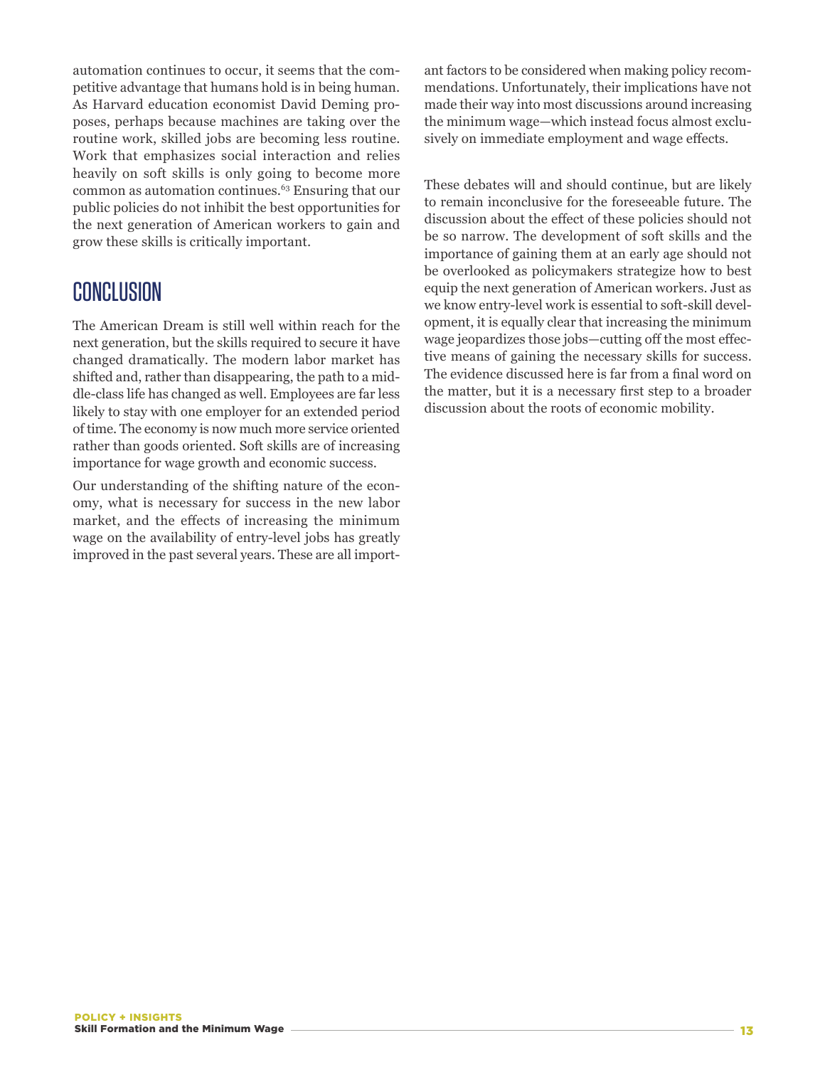automation continues to occur, it seems that the competitive advantage that humans hold is in being human. As Harvard education economist David Deming proposes, perhaps because machines are taking over the routine work, skilled jobs are becoming less routine. Work that emphasizes social interaction and relies heavily on soft skills is only going to become more common as automation continues.[63] Ensuring that our public policies do not inhibit the best opportunities for the next generation of American workers to gain and grow these skills is critically important.

## CONCLUSION

The American Dream is still well within reach for the next generation, but the skills required to secure it have changed dramatically. The modern labor market has shifted and, rather than disappearing, the path to a middle-class life has changed as well. Employees are far less likely to stay with one employer for an extended period of time. The economy is now much more service oriented rather than goods oriented. Soft skills are of increasing importance for wage growth and economic success.

Our understanding of the shifting nature of the economy, what is necessary for success in the new labor market, and the effects of increasing the minimum wage on the availability of entry-level jobs has greatly improved in the past several years. These are all important factors to be considered when making policy recommendations. Unfortunately, their implications have not made their way into most discussions around increasing the minimum wage—which instead focus almost exclusively on immediate employment and wage effects.

These debates will and should continue, but are likely to remain inconclusive for the foreseeable future. The discussion about the effect of these policies should not be so narrow. The development of soft skills and the importance of gaining them at an early age should not be overlooked as policymakers strategize how to best equip the next generation of American workers. Just as we know entry-level work is essential to soft-skill development, it is equally clear that increasing the minimum wage jeopardizes those jobs—cutting off the most effective means of gaining the necessary skills for success. The evidence discussed here is far from a final word on the matter, but it is a necessary first step to a broader discussion about the roots of economic mobility.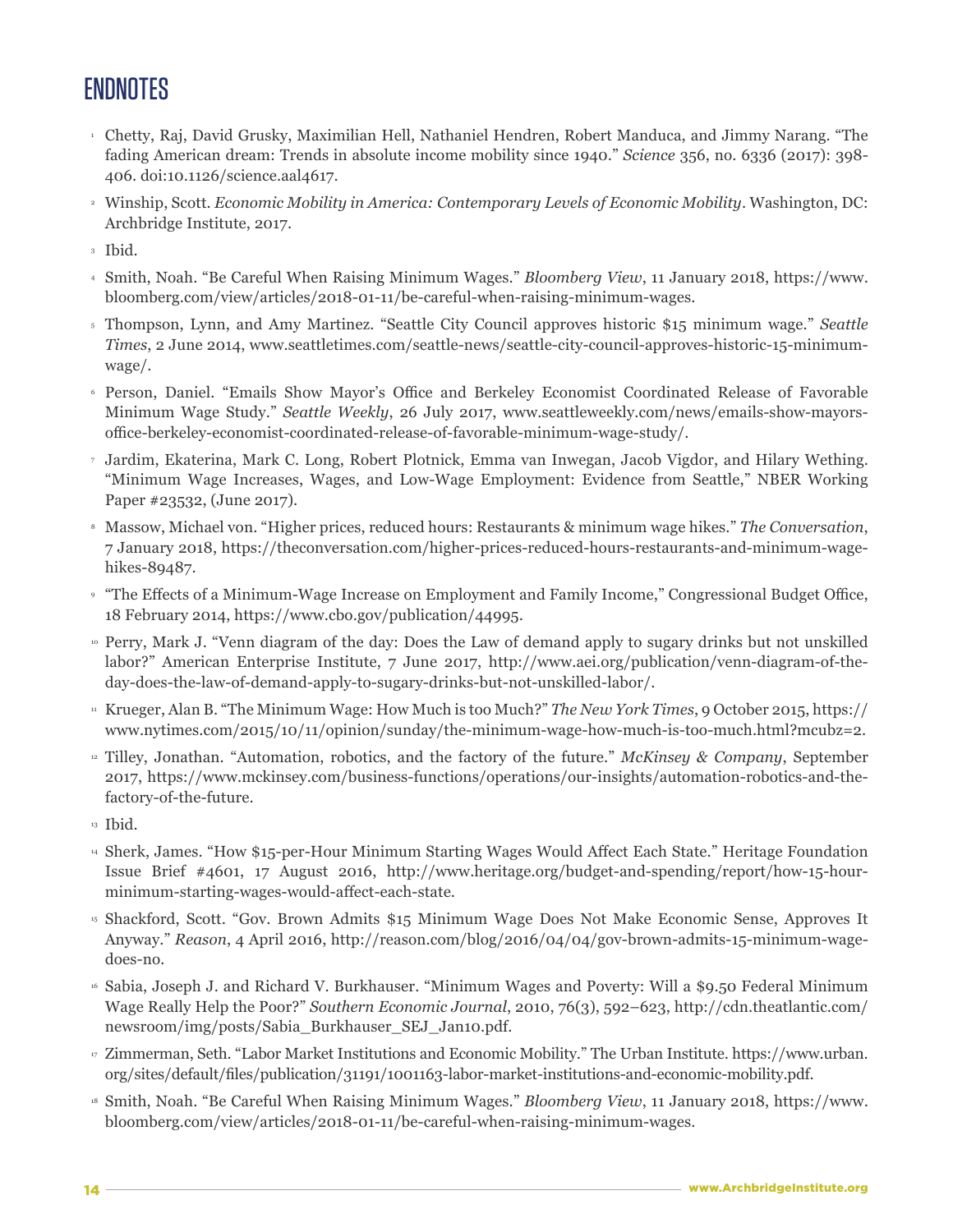# ENDNOTES

1. Chetty, Raj, David Grusky, Maximilian Hell, Nathaniel Hendren, Robert Manduca, and Jimmy Narang. "The fading American dream: Trends in absolute income mobility since 1940." *Science* 356, no. 6336 (2017): 398-406. doi:10.1126/science.aal4617.

2. Winship, Scott. *Economic Mobility in America: Contemporary Levels of Economic Mobility*. Washington, DC: Archbridge Institute, 2017.

3. Ibid.

4. Smith, Noah. "Be Careful When Raising Minimum Wages." *Bloomberg View*, 11 January 2018, https://www.bloomberg.com/view/articles/2018-01-11/be-careful-when-raising-minimum-wages.

5. Thompson, Lynn, and Amy Martinez. "Seattle City Council approves historic $15 minimum wage." *Seattle Times*, 2 June 2014, www.seattletimes.com/seattle-news/seattle-city-council-approves-historic-15-minimum-wage/.

6. Person, Daniel. "Emails Show Mayor's Office and Berkeley Economist Coordinated Release of Favorable Minimum Wage Study." *Seattle Weekly*, 26 July 2017, www.seattleweekly.com/news/emails-show-mayors-office-berkeley-economist-coordinated-release-of-favorable-minimum-wage-study/.

7. Jardim, Ekaterina, Mark C. Long, Robert Plotnick, Emma van Inwegan, Jacob Vigdor, and Hilary Wething. "Minimum Wage Increases, Wages, and Low-Wage Employment: Evidence from Seattle," NBER Working Paper #23532, (June 2017).

8. Massow, Michael von. "Higher prices, reduced hours: Restaurants & minimum wage hikes." *The Conversation*, 7 January 2018, https://theconversation.com/higher-prices-reduced-hours-restaurants-and-minimum-wage-hikes-89487.

9. "The Effects of a Minimum-Wage Increase on Employment and Family Income," Congressional Budget Office, 18 February 2014, https://www.cbo.gov/publication/44995.

10. Perry, Mark J. "Venn diagram of the day: Does the Law of demand apply to sugary drinks but not unskilled labor?" American Enterprise Institute, 7 June 2017, http://www.aei.org/publication/venn-diagram-of-the-day-does-the-law-of-demand-apply-to-sugary-drinks-but-not-unskilled-labor/.

11. Krueger, Alan B. "The Minimum Wage: How Much is too Much?" *The New York Times*, 9 October 2015, https://www.nytimes.com/2015/10/11/opinion/sunday/the-minimum-wage-how-much-is-too-much.html?mcubz=2.

12. Tilley, Jonathan. "Automation, robotics, and the factory of the future." *McKinsey & Company*, September 2017, https://www.mckinsey.com/business-functions/operations/our-insights/automation-robotics-and-the-factory-of-the-future.

13. Ibid.

14. Sherk, James. "How $15-per-Hour Minimum Starting Wages Would Affect Each State." Heritage Foundation Issue Brief #4601, 17 August 2016, http://www.heritage.org/budget-and-spending/report/how-15-hour-minimum-starting-wages-would-affect-each-state.

15. Shackford, Scott. "Gov. Brown Admits $15 Minimum Wage Does Not Make Economic Sense, Approves It Anyway." *Reason*, 4 April 2016, http://reason.com/blog/2016/04/04/gov-brown-admits-15-minimum-wage-does-no.

16. Sabia, Joseph J. and Richard V. Burkhauser. "Minimum Wages and Poverty: Will a $9.50 Federal Minimum Wage Really Help the Poor?" *Southern Economic Journal*, 2010, 76(3), 592–623, http://cdn.theatlantic.com/newsroom/img/posts/Sabia_Burkhauser_SEJ_Jan10.pdf.

17. Zimmerman, Seth. "Labor Market Institutions and Economic Mobility." The Urban Institute. https://www.urban.org/sites/default/files/publication/31191/1001163-labor-market-institutions-and-economic-mobility.pdf.

18. Smith, Noah. "Be Careful When Raising Minimum Wages." *Bloomberg View*, 11 January 2018, https://www.bloomberg.com/view/articles/2018-01-11/be-careful-when-raising-minimum-wages.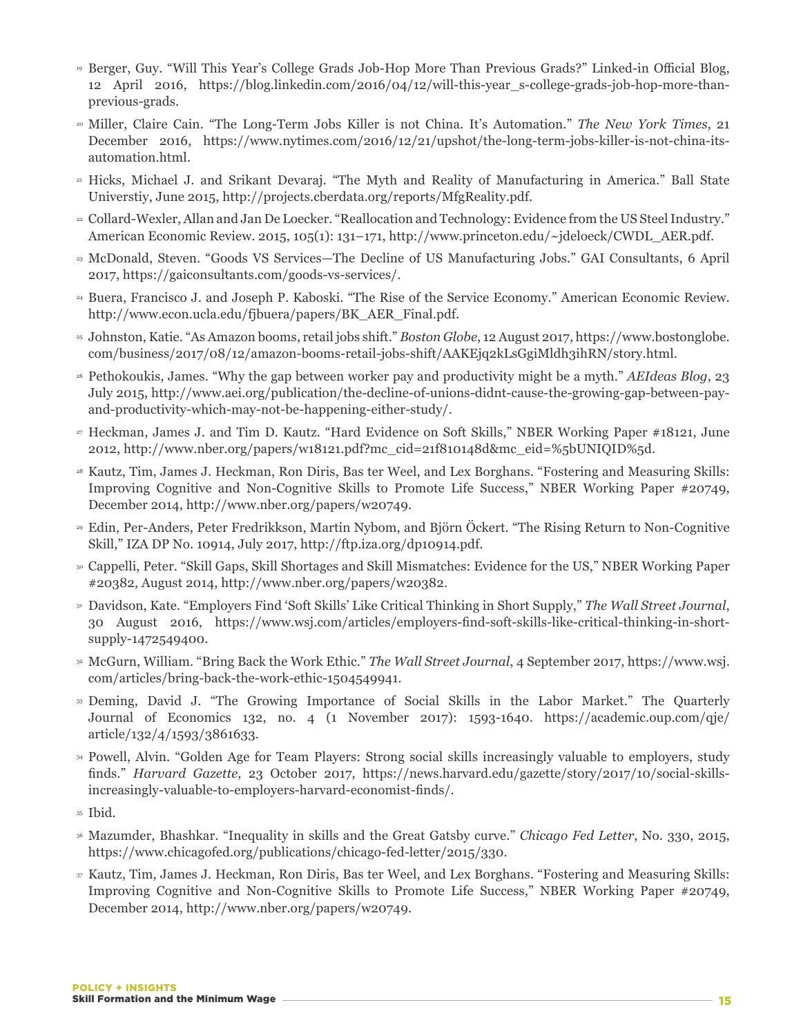[19] Berger, Guy. "Will This Year's College Grads Job-Hop More Than Previous Grads?" Linked-in Official Blog, 12 April 2016, https://blog.linkedin.com/2016/04/12/will-this-year_s-college-grads-job-hop-more-than-previous-grads.

[20] Miller, Claire Cain. "The Long-Term Jobs Killer is not China. It's Automation." *The New York Times*, 21 December 2016, https://www.nytimes.com/2016/12/21/upshot/the-long-term-jobs-killer-is-not-china-its-automation.html.

[21] Hicks, Michael J. and Srikant Devaraj. "The Myth and Reality of Manufacturing in America." Ball State Universtiy, June 2015, http://projects.cberdata.org/reports/MfgReality.pdf.

[22] Collard-Wexler, Allan and Jan De Loecker. "Reallocation and Technology: Evidence from the US Steel Industry." American Economic Review. 2015, 105(1): 131–171, http://www.princeton.edu/~jdeloeck/CWDL_AER.pdf.

[23] McDonald, Steven. "Goods VS Services—The Decline of US Manufacturing Jobs." GAI Consultants, 6 April 2017, https://gaiconsultants.com/goods-vs-services/.

[24] Buera, Francisco J. and Joseph P. Kaboski. "The Rise of the Service Economy." American Economic Review. http://www.econ.ucla.edu/fjbuera/papers/BK_AER_Final.pdf.

[25] Johnston, Katie. "As Amazon booms, retail jobs shift." *Boston Globe*, 12 August 2017, https://www.bostonglobe.com/business/2017/08/12/amazon-booms-retail-jobs-shift/AAKEjq2kLsGgiMldh3ihRN/story.html.

[26] Pethokoukis, James. "Why the gap between worker pay and productivity might be a myth." *AEIdeas Blog*, 23 July 2015, http://www.aei.org/publication/the-decline-of-unions-didnt-cause-the-growing-gap-between-pay-and-productivity-which-may-not-be-happening-either-study/.

[27] Heckman, James J. and Tim D. Kautz. "Hard Evidence on Soft Skills," NBER Working Paper #18121, June 2012, http://www.nber.org/papers/w18121.pdf?mc_cid=21f810148d&mc_eid=%5bUNIQID%5d.

[28] Kautz, Tim, James J. Heckman, Ron Diris, Bas ter Weel, and Lex Borghans. "Fostering and Measuring Skills: Improving Cognitive and Non-Cognitive Skills to Promote Life Success," NBER Working Paper #20749, December 2014, http://www.nber.org/papers/w20749.

[29] Edin, Per-Anders, Peter Fredrikkson, Martin Nybom, and Björn Öckert. "The Rising Return to Non-Cognitive Skill," IZA DP No. 10914, July 2017, http://ftp.iza.org/dp10914.pdf.

[30] Cappelli, Peter. "Skill Gaps, Skill Shortages and Skill Mismatches: Evidence for the US," NBER Working Paper #20382, August 2014, http://www.nber.org/papers/w20382.

[31] Davidson, Kate. "Employers Find 'Soft Skills' Like Critical Thinking in Short Supply," *The Wall Street Journal*, 30 August 2016, https://www.wsj.com/articles/employers-find-soft-skills-like-critical-thinking-in-short-supply-1472549400.

[32] McGurn, William. "Bring Back the Work Ethic." *The Wall Street Journal*, 4 September 2017, https://www.wsj.com/articles/bring-back-the-work-ethic-1504549941.

[33] Deming, David J. "The Growing Importance of Social Skills in the Labor Market." The Quarterly Journal of Economics 132, no. 4 (1 November 2017): 1593-1640. https://academic.oup.com/qje/article/132/4/1593/3861633.

[34] Powell, Alvin. "Golden Age for Team Players: Strong social skills increasingly valuable to employers, study finds." *Harvard Gazette*, 23 October 2017, https://news.harvard.edu/gazette/story/2017/10/social-skills-increasingly-valuable-to-employers-harvard-economist-finds/.

[35] Ibid.

[36] Mazumder, Bhashkar. "Inequality in skills and the Great Gatsby curve." *Chicago Fed Letter*, No. 330, 2015, https://www.chicagofed.org/publications/chicago-fed-letter/2015/330.

[37] Kautz, Tim, James J. Heckman, Ron Diris, Bas ter Weel, and Lex Borghans. "Fostering and Measuring Skills: Improving Cognitive and Non-Cognitive Skills to Promote Life Success," NBER Working Paper #20749, December 2014, http://www.nber.org/papers/w20749.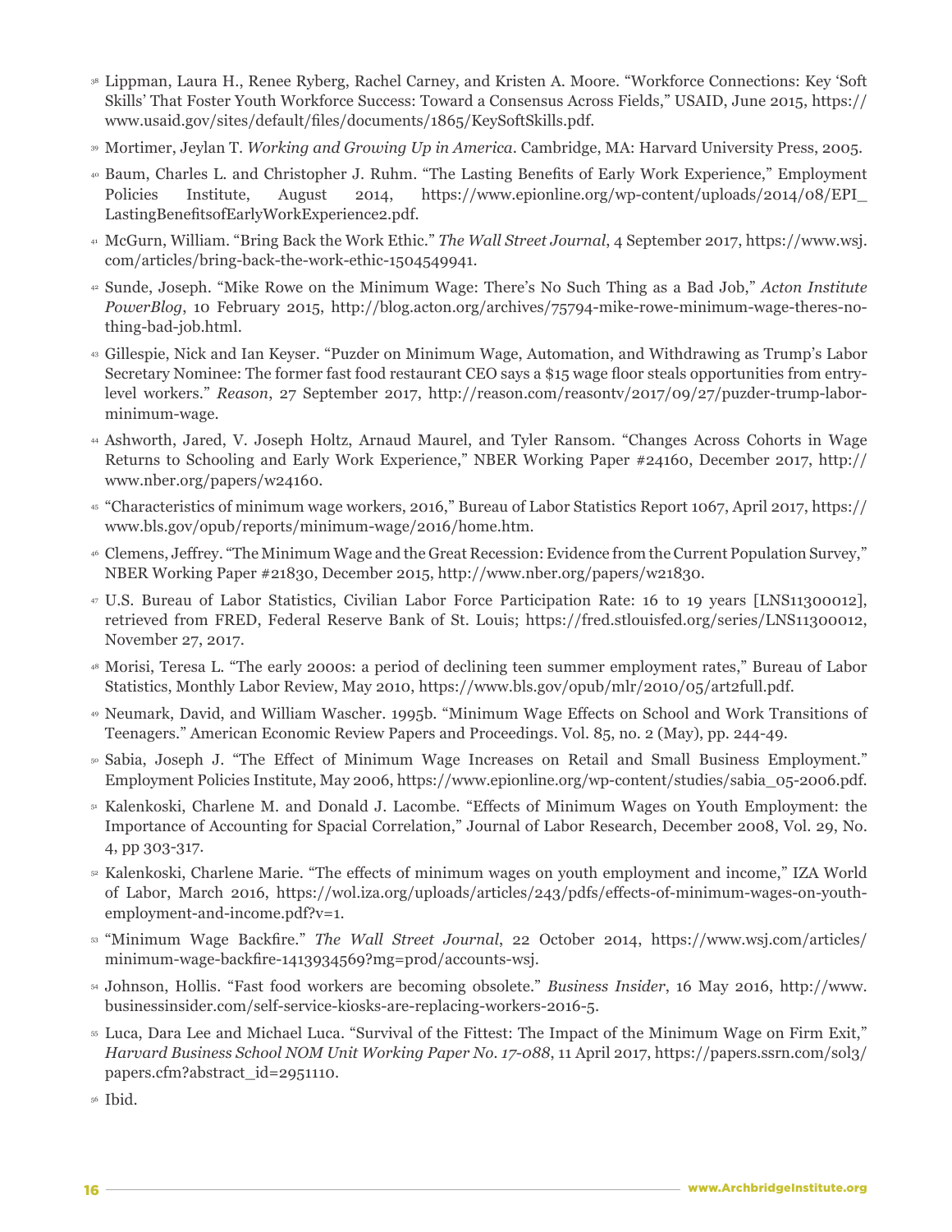[38] Lippman, Laura H., Renee Ryberg, Rachel Carney, and Kristen A. Moore. "Workforce Connections: Key 'Soft Skills' That Foster Youth Workforce Success: Toward a Consensus Across Fields," USAID, June 2015, https://www.usaid.gov/sites/default/files/documents/1865/KeySoftSkills.pdf.

[39] Mortimer, Jeylan T. *Working and Growing Up in America*. Cambridge, MA: Harvard University Press, 2005.

[40] Baum, Charles L. and Christopher J. Ruhm. "The Lasting Benefits of Early Work Experience," Employment Policies Institute, August 2014, https://www.epionline.org/wp-content/uploads/2014/08/EPI_LastingBenefitsofEarlyWorkExperience2.pdf.

[41] McGurn, William. "Bring Back the Work Ethic." *The Wall Street Journal*, 4 September 2017, https://www.wsj.com/articles/bring-back-the-work-ethic-1504549941.

[42] Sunde, Joseph. "Mike Rowe on the Minimum Wage: There's No Such Thing as a Bad Job," *Acton Institute PowerBlog*, 10 February 2015, http://blog.acton.org/archives/75794-mike-rowe-minimum-wage-theres-nothing-bad-job.html.

[43] Gillespie, Nick and Ian Keyser. "Puzder on Minimum Wage, Automation, and Withdrawing as Trump's Labor Secretary Nominee: The former fast food restaurant CEO says a $15 wage floor steals opportunities from entry-level workers." *Reason*, 27 September 2017, http://reason.com/reasontv/2017/09/27/puzder-trump-labor-minimum-wage.

[44] Ashworth, Jared, V. Joseph Holtz, Arnaud Maurel, and Tyler Ransom. "Changes Across Cohorts in Wage Returns to Schooling and Early Work Experience," NBER Working Paper #24160, December 2017, http://www.nber.org/papers/w24160.

[45] "Characteristics of minimum wage workers, 2016," Bureau of Labor Statistics Report 1067, April 2017, https://www.bls.gov/opub/reports/minimum-wage/2016/home.htm.

[46] Clemens, Jeffrey. "The Minimum Wage and the Great Recession: Evidence from the Current Population Survey," NBER Working Paper #21830, December 2015, http://www.nber.org/papers/w21830.

[47] U.S. Bureau of Labor Statistics, Civilian Labor Force Participation Rate: 16 to 19 years [LNS11300012], retrieved from FRED, Federal Reserve Bank of St. Louis; https://fred.stlouisfed.org/series/LNS11300012, November 27, 2017.

[48] Morisi, Teresa L. "The early 2000s: a period of declining teen summer employment rates," Bureau of Labor Statistics, Monthly Labor Review, May 2010, https://www.bls.gov/opub/mlr/2010/05/art2full.pdf.

[49] Neumark, David, and William Wascher. 1995b. "Minimum Wage Effects on School and Work Transitions of Teenagers." American Economic Review Papers and Proceedings. Vol. 85, no. 2 (May), pp. 244-49.

[50] Sabia, Joseph J. "The Effect of Minimum Wage Increases on Retail and Small Business Employment." Employment Policies Institute, May 2006, https://www.epionline.org/wp-content/studies/sabia_05-2006.pdf.

[51] Kalenkoski, Charlene M. and Donald J. Lacombe. "Effects of Minimum Wages on Youth Employment: the Importance of Accounting for Spacial Correlation," Journal of Labor Research, December 2008, Vol. 29, No. 4, pp 303-317.

[52] Kalenkoski, Charlene Marie. "The effects of minimum wages on youth employment and income," IZA World of Labor, March 2016, https://wol.iza.org/uploads/articles/243/pdfs/effects-of-minimum-wages-on-youth-employment-and-income.pdf?v=1.

[53] "Minimum Wage Backfire." *The Wall Street Journal*, 22 October 2014, https://www.wsj.com/articles/minimum-wage-backfire-1413934569?mg=prod/accounts-wsj.

[54] Johnson, Hollis. "Fast food workers are becoming obsolete." *Business Insider*, 16 May 2016, http://www.businessinsider.com/self-service-kiosks-are-replacing-workers-2016-5.

[55] Luca, Dara Lee and Michael Luca. "Survival of the Fittest: The Impact of the Minimum Wage on Firm Exit," *Harvard Business School NOM Unit Working Paper No. 17-088*, 11 April 2017, https://papers.ssrn.com/sol3/papers.cfm?abstract_id=2951110.

[56] Ibid.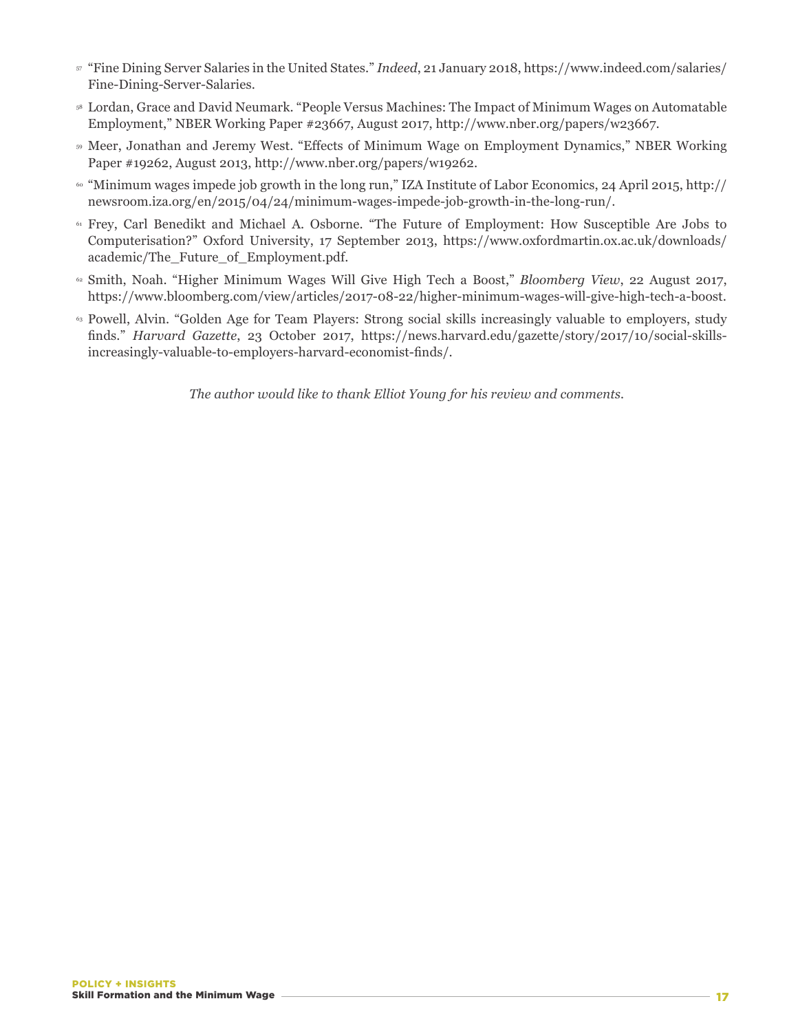[57] "Fine Dining Server Salaries in the United States." *Indeed*, 21 January 2018, https://www.indeed.com/salaries/Fine-Dining-Server-Salaries.

[58] Lordan, Grace and David Neumark. "People Versus Machines: The Impact of Minimum Wages on Automatable Employment," NBER Working Paper #23667, August 2017, http://www.nber.org/papers/w23667.

[59] Meer, Jonathan and Jeremy West. "Effects of Minimum Wage on Employment Dynamics," NBER Working Paper #19262, August 2013, http://www.nber.org/papers/w19262.

[60] "Minimum wages impede job growth in the long run," IZA Institute of Labor Economics, 24 April 2015, http://newsroom.iza.org/en/2015/04/24/minimum-wages-impede-job-growth-in-the-long-run/.

[61] Frey, Carl Benedikt and Michael A. Osborne. "The Future of Employment: How Susceptible Are Jobs to Computerisation?" Oxford University, 17 September 2013, https://www.oxfordmartin.ox.ac.uk/downloads/academic/The_Future_of_Employment.pdf.

[62] Smith, Noah. "Higher Minimum Wages Will Give High Tech a Boost," *Bloomberg View*, 22 August 2017, https://www.bloomberg.com/view/articles/2017-08-22/higher-minimum-wages-will-give-high-tech-a-boost.

[63] Powell, Alvin. "Golden Age for Team Players: Strong social skills increasingly valuable to employers, study finds." *Harvard Gazette*, 23 October 2017, https://news.harvard.edu/gazette/story/2017/10/social-skills-increasingly-valuable-to-employers-harvard-economist-finds/.

*The author would like to thank Elliot Young for his review and comments.*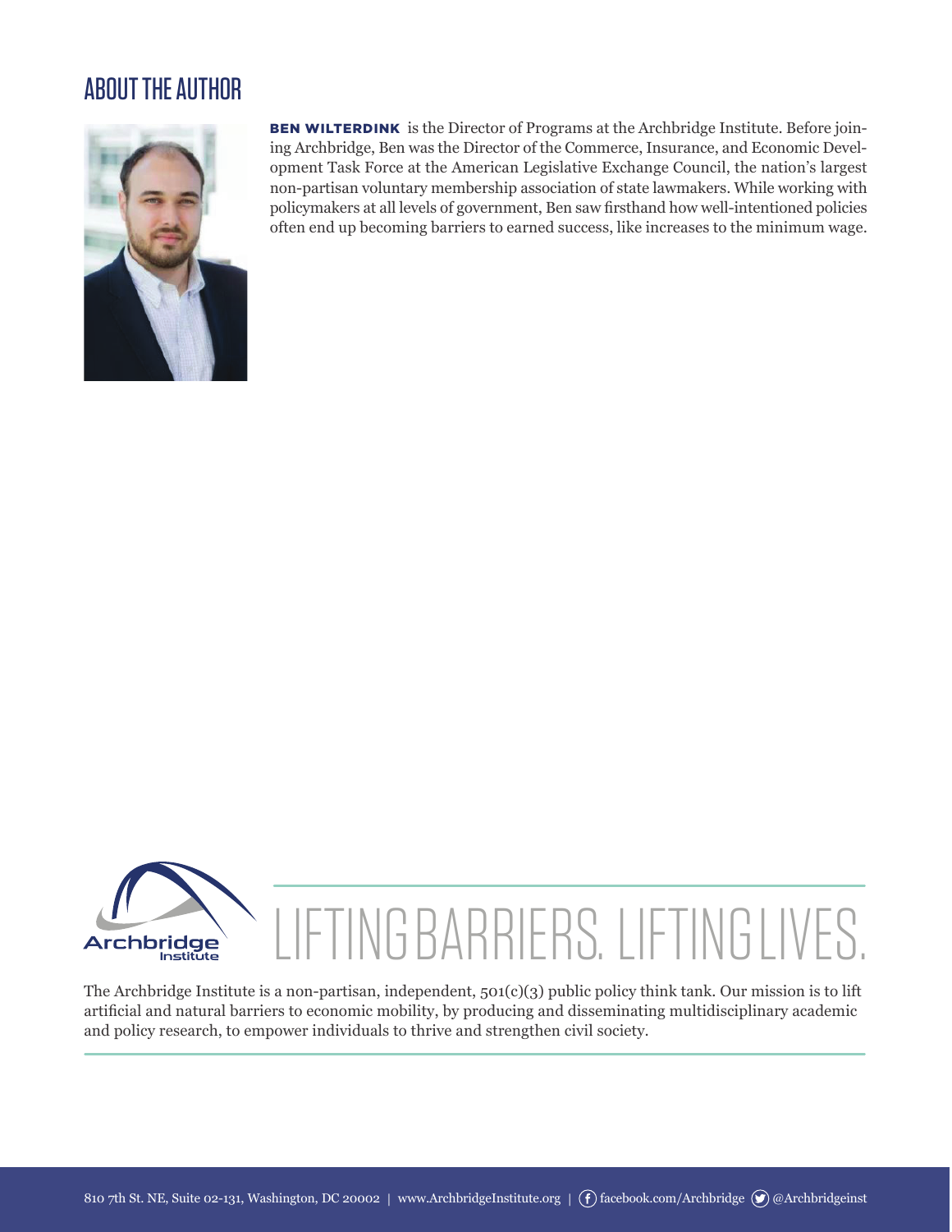## ABOUT THE AUTHOR

**BEN WILTERDINK** is the Director of Programs at the Archbridge Institute. Before joining Archbridge, Ben was the Director of the Commerce, Insurance, and Economic Development Task Force at the American Legislative Exchange Council, the nation's largest non-partisan voluntary membership association of state lawmakers. While working with policymakers at all levels of government, Ben saw firsthand how well-intentioned policies often end up becoming barriers to earned success, like increases to the minimum wage.

Archbridge Institute

LIFTING BARRIERS. LIFTING LIVES.

The Archbridge Institute is a non-partisan, independent, 501(c)(3) public policy think tank. Our mission is to lift artificial and natural barriers to economic mobility, by producing and disseminating multidisciplinary academic and policy research, to empower individuals to thrive and strengthen civil society.

810 7th St. NE, Suite 02-131, Washington, DC 20002 | www.ArchbridgeInstitute.org | facebook.com/Archbridge | @Archbridgeinst